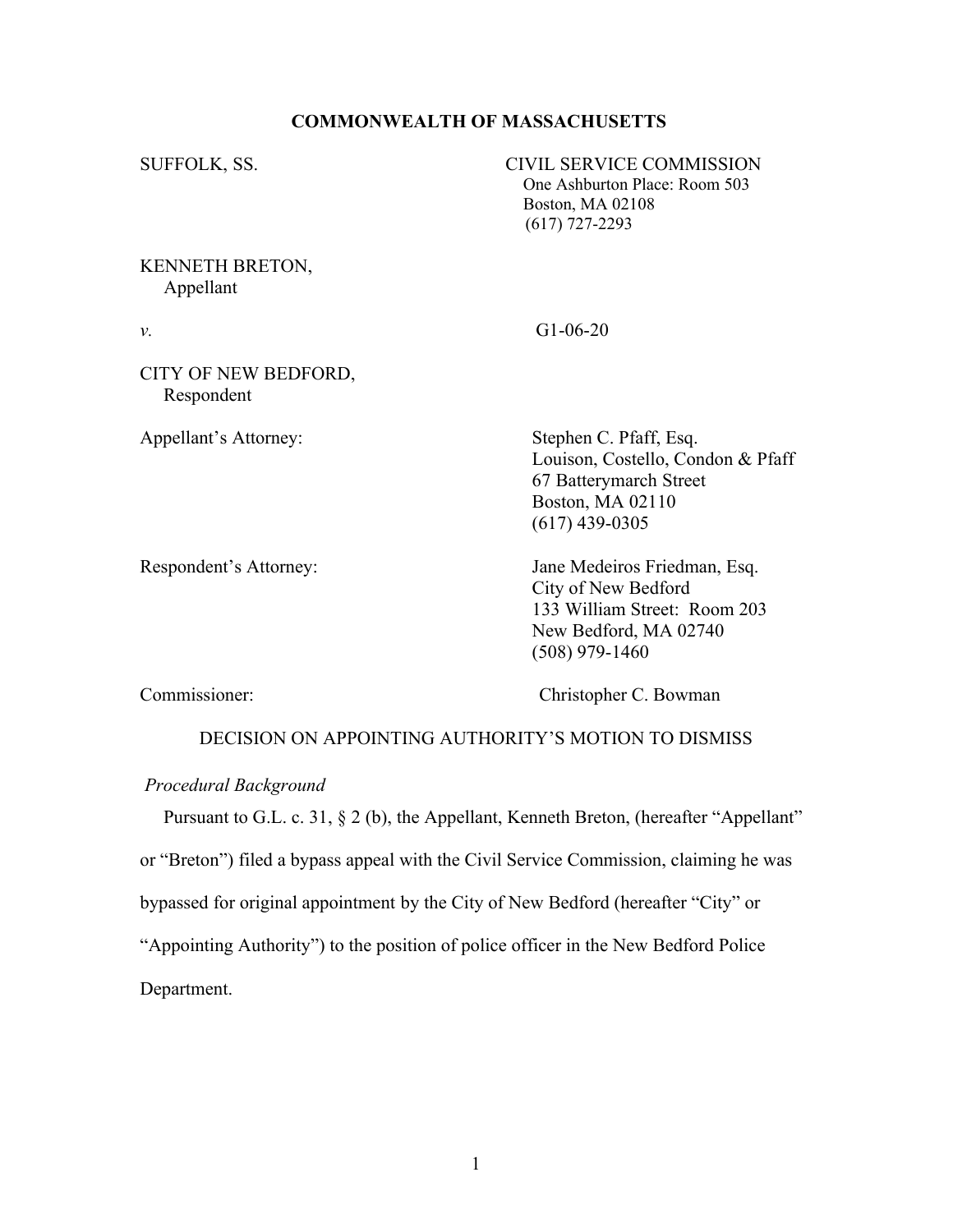**COMMONWEALTH OF MASSACHUSETTS**

SUFFOLK, SS.

CIVIL SERVICE COMMISSION
One Ashburton Place: Room 503
Boston, MA 02108
(617) 727-2293

KENNETH BRETON,
Appellant

*v*.

G1-06-20

CITY OF NEW BEDFORD,
Respondent

Appellant's Attorney:

Stephen C. Pfaff, Esq.
Louison, Costello, Condon & Pfaff
67 Batterymarch Street
Boston, MA 02110
(617) 439-0305

Respondent's Attorney:

Jane Medeiros Friedman, Esq.
City of New Bedford
133 William Street: Room 203
New Bedford, MA 02740
(508) 979-1460

Commissioner:

Christopher C. Bowman

DECISION ON APPOINTING AUTHORITY'S MOTION TO DISMISS

*Procedural Background*

Pursuant to G.L. c. 31, § 2 (b), the Appellant, Kenneth Breton, (hereafter "Appellant" or "Breton") filed a bypass appeal with the Civil Service Commission, claiming he was bypassed for original appointment by the City of New Bedford (hereafter "City" or "Appointing Authority") to the position of police officer in the New Bedford Police Department.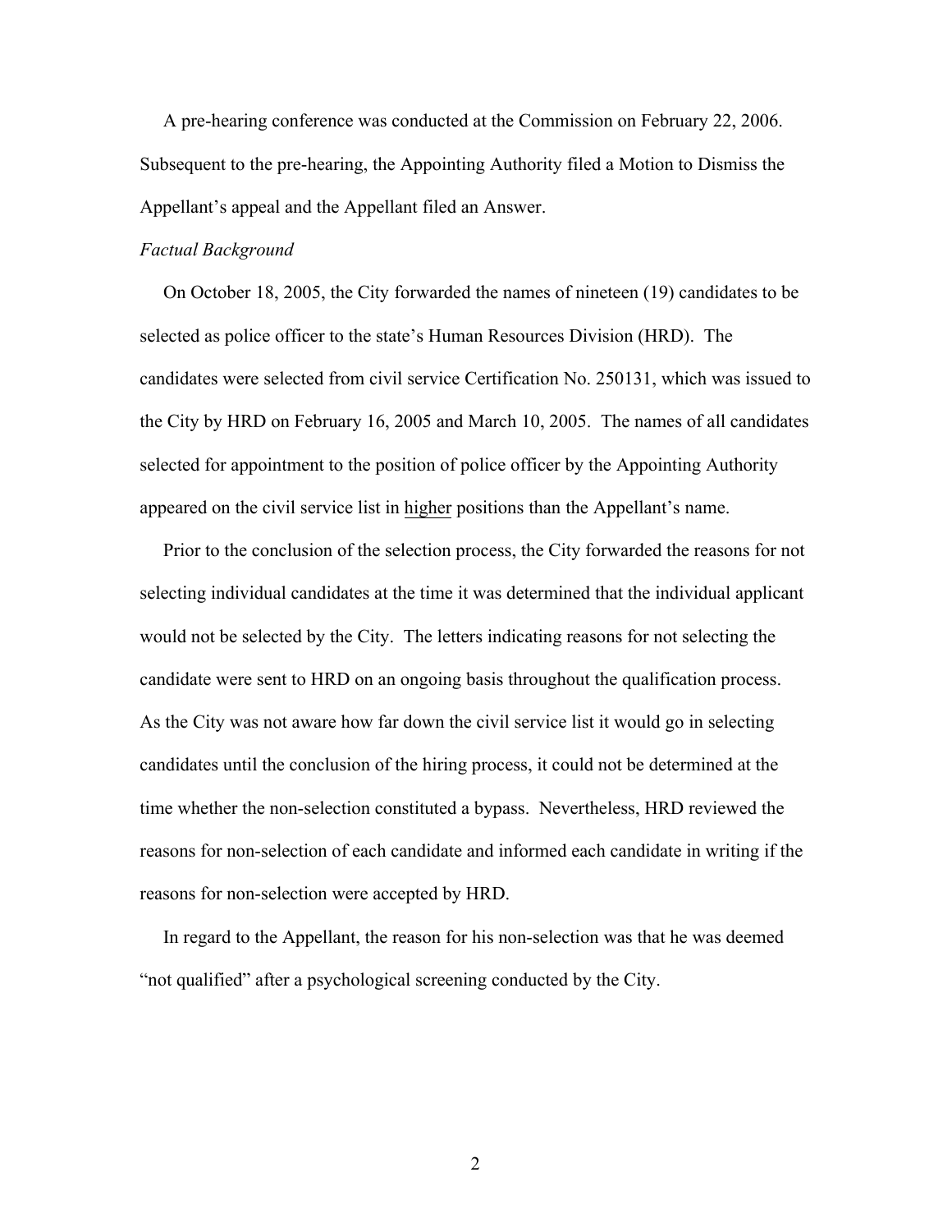A pre-hearing conference was conducted at the Commission on February 22, 2006. Subsequent to the pre-hearing, the Appointing Authority filed a Motion to Dismiss the Appellant's appeal and the Appellant filed an Answer.

*Factual Background*

On October 18, 2005, the City forwarded the names of nineteen (19) candidates to be selected as police officer to the state's Human Resources Division (HRD). The candidates were selected from civil service Certification No. 250131, which was issued to the City by HRD on February 16, 2005 and March 10, 2005. The names of all candidates selected for appointment to the position of police officer by the Appointing Authority appeared on the civil service list in <u>higher</u> positions than the Appellant's name.

Prior to the conclusion of the selection process, the City forwarded the reasons for not selecting individual candidates at the time it was determined that the individual applicant would not be selected by the City. The letters indicating reasons for not selecting the candidate were sent to HRD on an ongoing basis throughout the qualification process. As the City was not aware how far down the civil service list it would go in selecting candidates until the conclusion of the hiring process, it could not be determined at the time whether the non-selection constituted a bypass. Nevertheless, HRD reviewed the reasons for non-selection of each candidate and informed each candidate in writing if the reasons for non-selection were accepted by HRD.

In regard to the Appellant, the reason for his non-selection was that he was deemed "not qualified" after a psychological screening conducted by the City.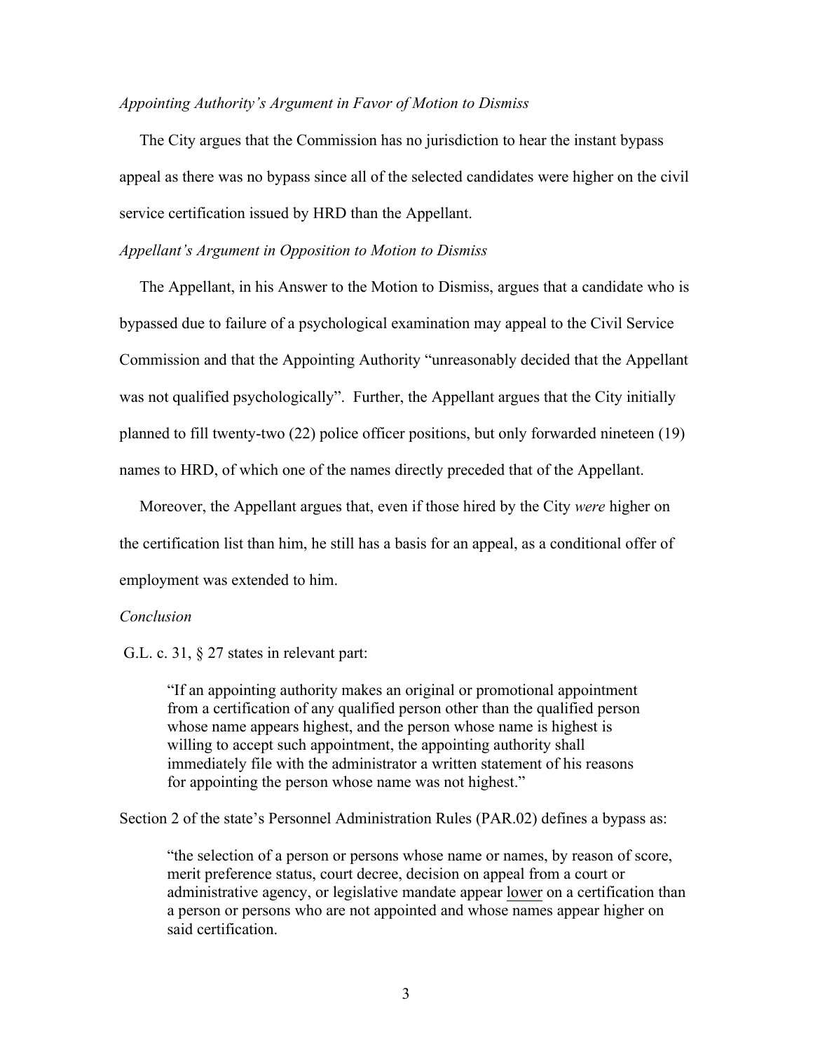*Appointing Authority's Argument in Favor of Motion to Dismiss*

The City argues that the Commission has no jurisdiction to hear the instant bypass appeal as there was no bypass since all of the selected candidates were higher on the civil service certification issued by HRD than the Appellant.

*Appellant's Argument in Opposition to Motion to Dismiss*

The Appellant, in his Answer to the Motion to Dismiss, argues that a candidate who is bypassed due to failure of a psychological examination may appeal to the Civil Service Commission and that the Appointing Authority "unreasonably decided that the Appellant was not qualified psychologically". Further, the Appellant argues that the City initially planned to fill twenty-two (22) police officer positions, but only forwarded nineteen (19) names to HRD, of which one of the names directly preceded that of the Appellant.

Moreover, the Appellant argues that, even if those hired by the City *were* higher on the certification list than him, he still has a basis for an appeal, as a conditional offer of employment was extended to him.

*Conclusion*

G.L. c. 31, § 27 states in relevant part:

> "If an appointing authority makes an original or promotional appointment from a certification of any qualified person other than the qualified person whose name appears highest, and the person whose name is highest is willing to accept such appointment, the appointing authority shall immediately file with the administrator a written statement of his reasons for appointing the person whose name was not highest."

Section 2 of the state's Personnel Administration Rules (PAR.02) defines a bypass as:

> "the selection of a person or persons whose name or names, by reason of score, merit preference status, court decree, decision on appeal from a court or administrative agency, or legislative mandate appear lower on a certification than a person or persons who are not appointed and whose names appear higher on said certification.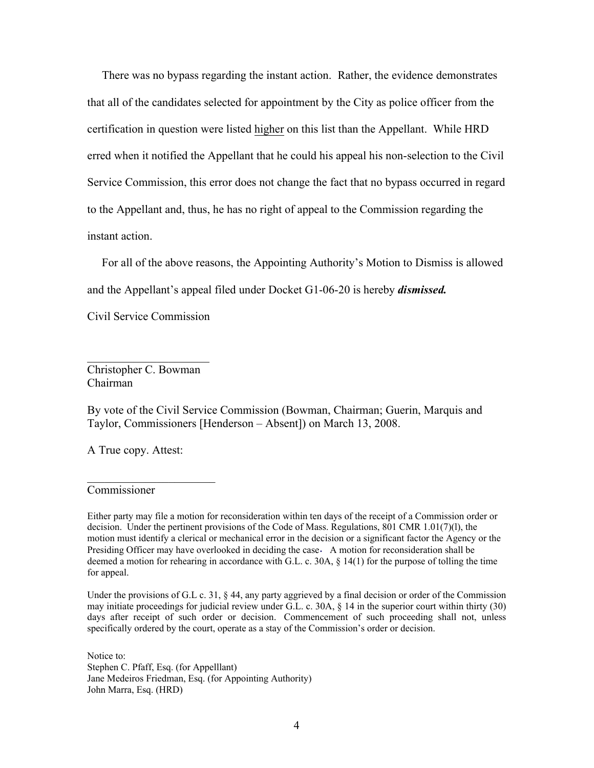There was no bypass regarding the instant action. Rather, the evidence demonstrates that all of the candidates selected for appointment by the City as police officer from the certification in question were listed <u>higher</u> on this list than the Appellant. While HRD erred when it notified the Appellant that he could his appeal his non-selection to the Civil Service Commission, this error does not change the fact that no bypass occurred in regard to the Appellant and, thus, he has no right of appeal to the Commission regarding the instant action.

For all of the above reasons, the Appointing Authority's Motion to Dismiss is allowed and the Appellant's appeal filed under Docket G1-06-20 is hereby ***dismissed.***

Civil Service Commission

\_\_\_\_\_\_\_\_\_\_\_\_\_\_\_\_\_\_\_\_\_\_

Christopher C. Bowman
Chairman

By vote of the Civil Service Commission (Bowman, Chairman; Guerin, Marquis and Taylor, Commissioners [Henderson – Absent]) on March 13, 2008.

A True copy. Attest:

\_\_\_\_\_\_\_\_\_\_\_\_\_\_\_\_\_\_\_\_\_\_\_

Commissioner

Either party may file a motion for reconsideration within ten days of the receipt of a Commission order or decision. Under the pertinent provisions of the Code of Mass. Regulations, 801 CMR 1.01(7)(l), the motion must identify a clerical or mechanical error in the decision or a significant factor the Agency or the Presiding Officer may have overlooked in deciding the case. A motion for reconsideration shall be deemed a motion for rehearing in accordance with G.L. c. 30A, § 14(1) for the purpose of tolling the time for appeal.

Under the provisions of G.L c. 31, § 44, any party aggrieved by a final decision or order of the Commission may initiate proceedings for judicial review under G.L. c. 30A, § 14 in the superior court within thirty (30) days after receipt of such order or decision. Commencement of such proceeding shall not, unless specifically ordered by the court, operate as a stay of the Commission's order or decision.

Notice to:
Stephen C. Pfaff, Esq. (for Appelllant)
Jane Medeiros Friedman, Esq. (for Appointing Authority)
John Marra, Esq. (HRD)